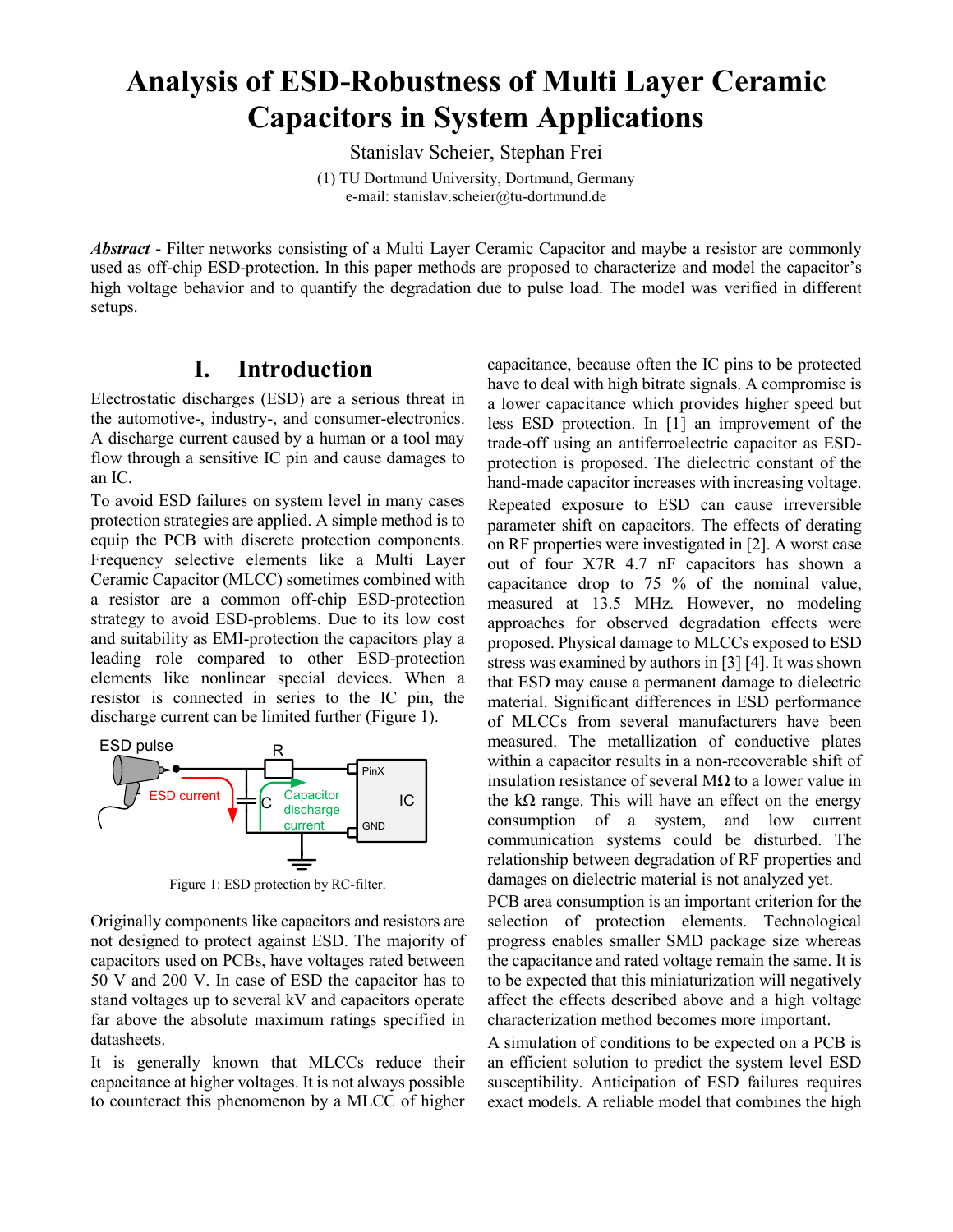# Analysis of ESD-Robustness of Multi Layer Ceramic Capacitors in System Applications

Stanislav Scheier, Stephan Frei

(1) TU Dortmund University, Dortmund, Germany
e-mail: stanislav.scheier@tu-dortmund.de

***Abstract*** - Filter networks consisting of a Multi Layer Ceramic Capacitor and maybe a resistor are commonly used as off-chip ESD-protection. In this paper methods are proposed to characterize and model the capacitor's high voltage behavior and to quantify the degradation due to pulse load. The model was verified in different setups.

## I. Introduction

Electrostatic discharges (ESD) are a serious threat in the automotive-, industry-, and consumer-electronics. A discharge current caused by a human or a tool may flow through a sensitive IC pin and cause damages to an IC.

To avoid ESD failures on system level in many cases protection strategies are applied. A simple method is to equip the PCB with discrete protection components. Frequency selective elements like a Multi Layer Ceramic Capacitor (MLCC) sometimes combined with a resistor are a common off-chip ESD-protection strategy to avoid ESD-problems. Due to its low cost and suitability as EMI-protection the capacitors play a leading role compared to other ESD-protection elements like nonlinear special devices. When a resistor is connected in series to the IC pin, the discharge current can be limited further (Figure 1).

Figure 1: ESD protection by RC-filter.

Originally components like capacitors and resistors are not designed to protect against ESD. The majority of capacitors used on PCBs, have voltages rated between 50 V and 200 V. In case of ESD the capacitor has to stand voltages up to several kV and capacitors operate far above the absolute maximum ratings specified in datasheets.

It is generally known that MLCCs reduce their capacitance at higher voltages. It is not always possible to counteract this phenomenon by a MLCC of higher capacitance, because often the IC pins to be protected have to deal with high bitrate signals. A compromise is a lower capacitance which provides higher speed but less ESD protection. In [1] an improvement of the trade-off using an antiferroelectric capacitor as ESD-protection is proposed. The dielectric constant of the hand-made capacitor increases with increasing voltage.

Repeated exposure to ESD can cause irreversible parameter shift on capacitors. The effects of derating on RF properties were investigated in [2]. A worst case out of four X7R 4.7 nF capacitors has shown a capacitance drop to 75 % of the nominal value, measured at 13.5 MHz. However, no modeling approaches for observed degradation effects were proposed. Physical damage to MLCCs exposed to ESD stress was examined by authors in [3] [4]. It was shown that ESD may cause a permanent damage to dielectric material. Significant differences in ESD performance of MLCCs from several manufacturers have been measured. The metallization of conductive plates within a capacitor results in a non-recoverable shift of insulation resistance of several MΩ to a lower value in the kΩ range. This will have an effect on the energy consumption of a system, and low current communication systems could be disturbed. The relationship between degradation of RF properties and damages on dielectric material is not analyzed yet.

PCB area consumption is an important criterion for the selection of protection elements. Technological progress enables smaller SMD package size whereas the capacitance and rated voltage remain the same. It is to be expected that this miniaturization will negatively affect the effects described above and a high voltage characterization method becomes more important.

A simulation of conditions to be expected on a PCB is an efficient solution to predict the system level ESD susceptibility. Anticipation of ESD failures requires exact models. A reliable model that combines the high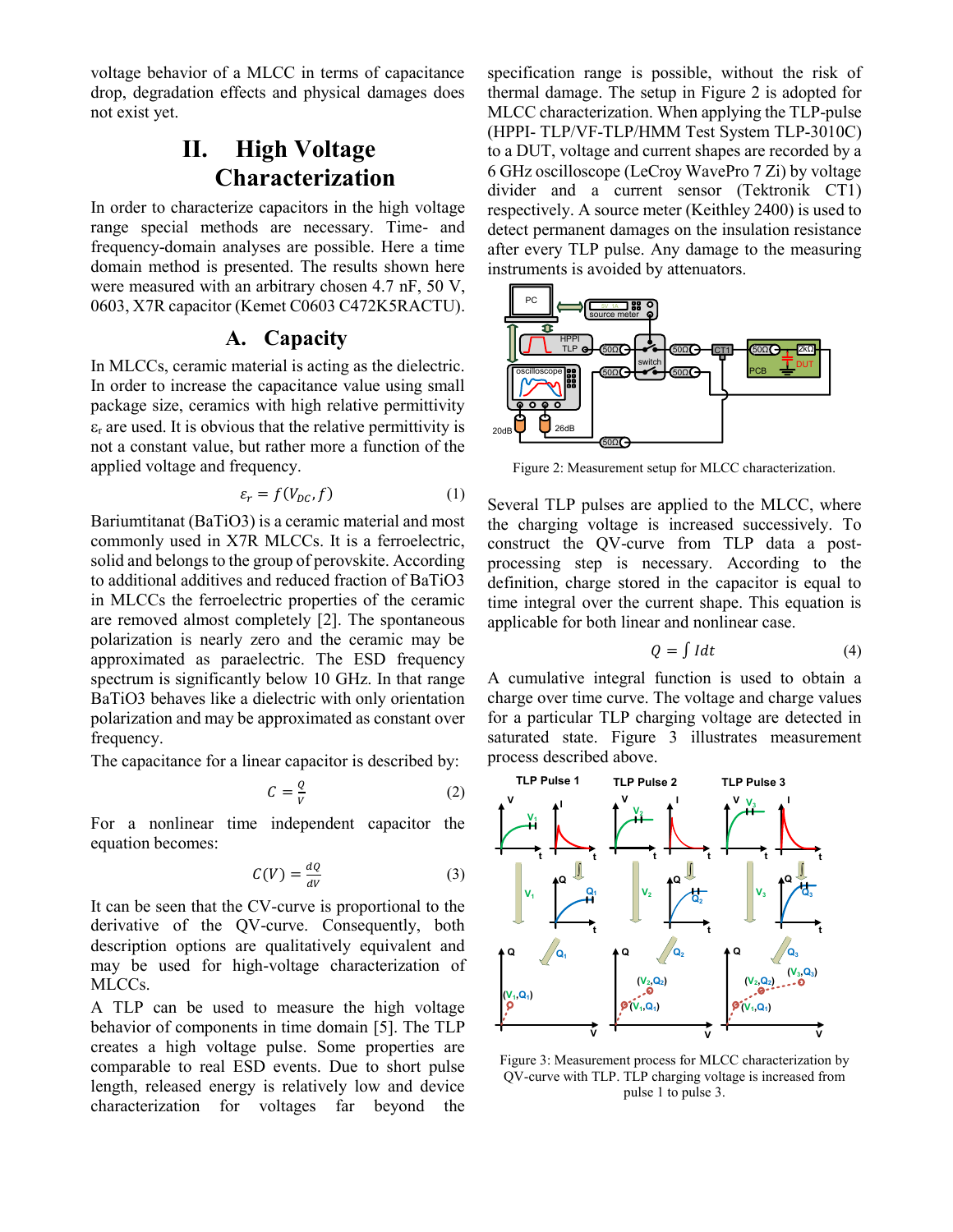voltage behavior of a MLCC in terms of capacitance drop, degradation effects and physical damages does not exist yet.

# II. High Voltage Characterization

In order to characterize capacitors in the high voltage range special methods are necessary. Time- and frequency-domain analyses are possible. Here a time domain method is presented. The results shown here were measured with an arbitrary chosen 4.7 nF, 50 V, 0603, X7R capacitor (Kemet C0603 C472K5RACTU).

## A. Capacity

In MLCCs, ceramic material is acting as the dielectric. In order to increase the capacitance value using small package size, ceramics with high relative permittivity $\varepsilon_r$ are used. It is obvious that the relative permittivity is not a constant value, but rather more a function of the applied voltage and frequency.

$$\varepsilon_r = f(V_{DC}, f) \tag{1}$$

Bariumtitanat (BaTiO3) is a ceramic material and most commonly used in X7R MLCCs. It is a ferroelectric, solid and belongs to the group of perovskite. According to additional additives and reduced fraction of BaTiO3 in MLCCs the ferroelectric properties of the ceramic are removed almost completely [2]. The spontaneous polarization is nearly zero and the ceramic may be approximated as paraelectric. The ESD frequency spectrum is significantly below 10 GHz. In that range BaTiO3 behaves like a dielectric with only orientation polarization and may be approximated as constant over frequency.

The capacitance for a linear capacitor is described by:

$$C = \frac{Q}{V} \tag{2}$$

For a nonlinear time independent capacitor the equation becomes:

$$C(V) = \frac{dQ}{dV} \tag{3}$$

It can be seen that the CV-curve is proportional to the derivative of the QV-curve. Consequently, both description options are qualitatively equivalent and may be used for high-voltage characterization of MLCCs.

A TLP can be used to measure the high voltage behavior of components in time domain [5]. The TLP creates a high voltage pulse. Some properties are comparable to real ESD events. Due to short pulse length, released energy is relatively low and device characterization for voltages far beyond the specification range is possible, without the risk of thermal damage. The setup in Figure 2 is adopted for MLCC characterization. When applying the TLP-pulse (HPPI- TLP/VF-TLP/HMM Test System TLP-3010C) to a DUT, voltage and current shapes are recorded by a 6 GHz oscilloscope (LeCroy WavePro 7 Zi) by voltage divider and a current sensor (Tektronik CT1) respectively. A source meter (Keithley 2400) is used to detect permanent damages on the insulation resistance after every TLP pulse. Any damage to the measuring instruments is avoided by attenuators.

Figure 2: Measurement setup for MLCC characterization.

Several TLP pulses are applied to the MLCC, where the charging voltage is increased successively. To construct the QV-curve from TLP data a post-processing step is necessary. According to the definition, charge stored in the capacitor is equal to time integral over the current shape. This equation is applicable for both linear and nonlinear case.

$$Q = \int I dt \tag{4}$$

A cumulative integral function is used to obtain a charge over time curve. The voltage and charge values for a particular TLP charging voltage are detected in saturated state. Figure 3 illustrates measurement process described above.

Figure 3: Measurement process for MLCC characterization by QV-curve with TLP. TLP charging voltage is increased from pulse 1 to pulse 3.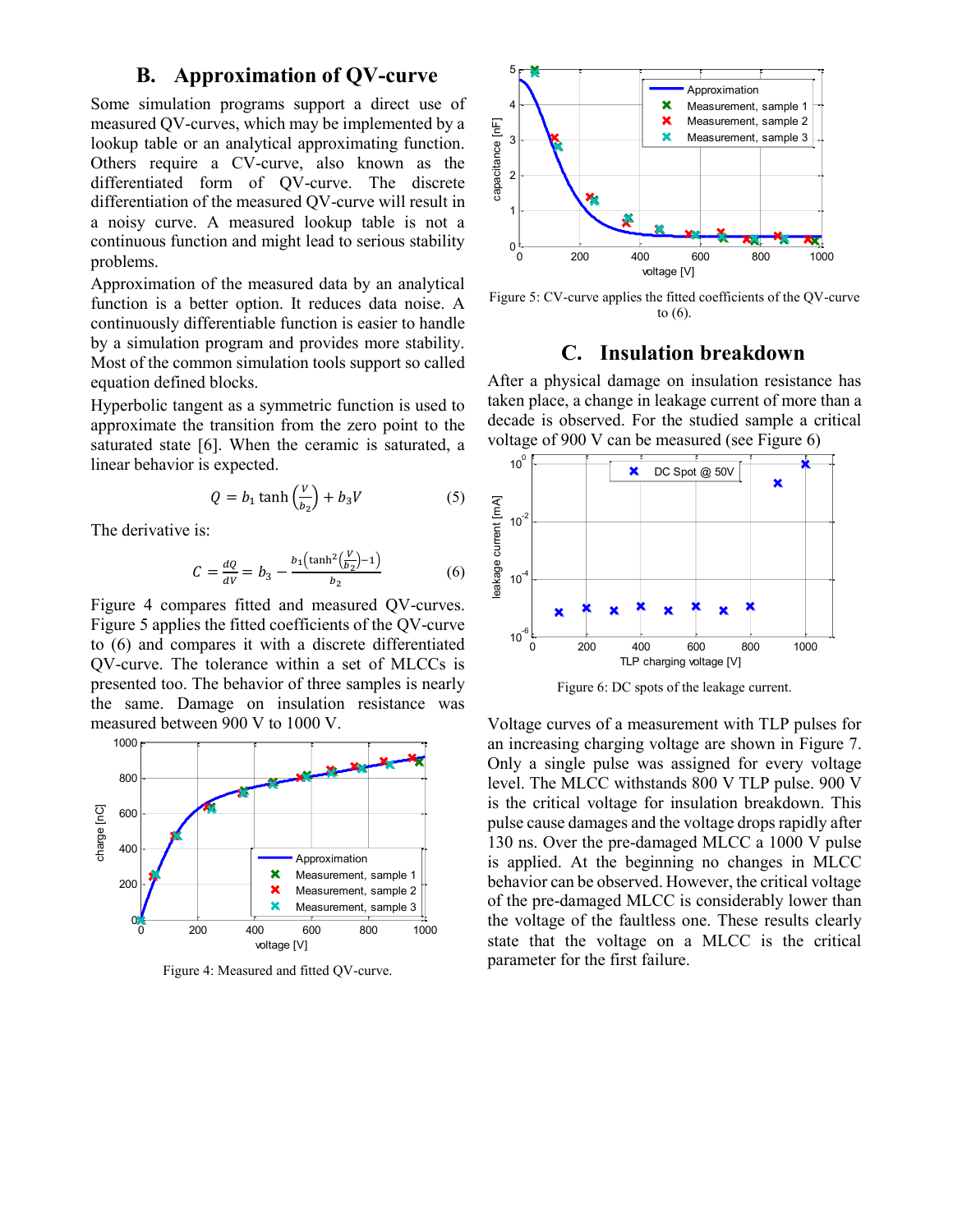## B. Approximation of QV-curve

Some simulation programs support a direct use of measured QV-curves, which may be implemented by a lookup table or an analytical approximating function. Others require a CV-curve, also known as the differentiated form of QV-curve. The discrete differentiation of the measured QV-curve will result in a noisy curve. A measured lookup table is not a continuous function and might lead to serious stability problems.

Approximation of the measured data by an analytical function is a better option. It reduces data noise. A continuously differentiable function is easier to handle by a simulation program and provides more stability. Most of the common simulation tools support so called equation defined blocks.

Hyperbolic tangent as a symmetric function is used to approximate the transition from the zero point to the saturated state [6]. When the ceramic is saturated, a linear behavior is expected.

$$Q = b_1 \tanh\left(\frac{V}{b_2}\right) + b_3 V \tag{5}$$

The derivative is:

$$C = \frac{dQ}{dV} = b_3 - \frac{b_1\left(\tanh^2\left(\frac{V}{b_2}\right) - 1\right)}{b_2} \tag{6}$$

Figure 4 compares fitted and measured QV-curves. Figure 5 applies the fitted coefficients of the QV-curve to (6) and compares it with a discrete differentiated QV-curve. The tolerance within a set of MLCCs is presented too. The behavior of three samples is nearly the same. Damage on insulation resistance was measured between 900 V to 1000 V.

Figure 4: Measured and fitted QV-curve.

Figure 5: CV-curve applies the fitted coefficients of the QV-curve to (6).

## C. Insulation breakdown

After a physical damage on insulation resistance has taken place, a change in leakage current of more than a decade is observed. For the studied sample a critical voltage of 900 V can be measured (see Figure 6)

Figure 6: DC spots of the leakage current.

Voltage curves of a measurement with TLP pulses for an increasing charging voltage are shown in Figure 7. Only a single pulse was assigned for every voltage level. The MLCC withstands 800 V TLP pulse. 900 V is the critical voltage for insulation breakdown. This pulse cause damages and the voltage drops rapidly after 130 ns. Over the pre-damaged MLCC a 1000 V pulse is applied. At the beginning no changes in MLCC behavior can be observed. However, the critical voltage of the pre-damaged MLCC is considerably lower than the voltage of the faultless one. These results clearly state that the voltage on a MLCC is the critical parameter for the first failure.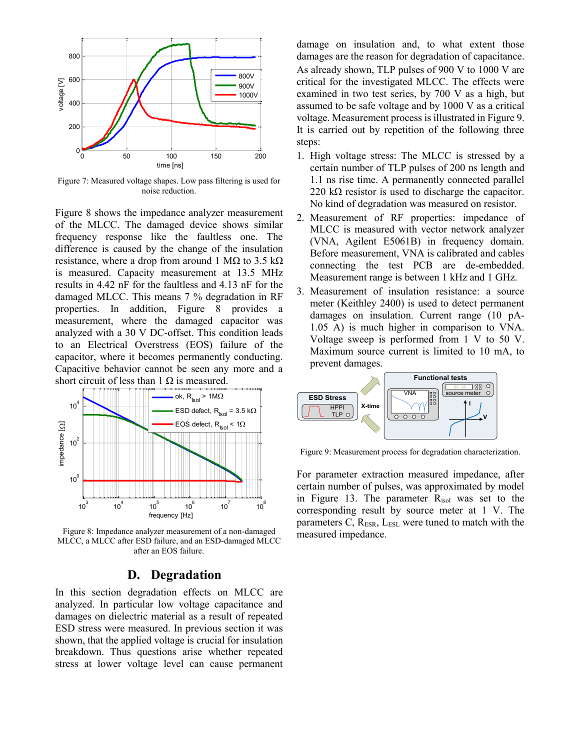Figure 7: Measured voltage shapes. Low pass filtering is used for noise reduction.

Figure 8 shows the impedance analyzer measurement of the MLCC. The damaged device shows similar frequency response like the faultless one. The difference is caused by the change of the insulation resistance, where a drop from around 1 MΩ to 3.5 kΩ is measured. Capacity measurement at 13.5 MHz results in 4.42 nF for the faultless and 4.13 nF for the damaged MLCC. This means 7 % degradation in RF properties. In addition, Figure 8 provides a measurement, where the damaged capacitor was analyzed with a 30 V DC-offset. This condition leads to an Electrical Overstress (EOS) failure of the capacitor, where it becomes permanently conducting. Capacitive behavior cannot be seen any more and a short circuit of less than 1 Ω is measured.

Figure 8: Impedance analyzer measurement of a non-damaged MLCC, a MLCC after ESD failure, and an ESD-damaged MLCC after an EOS failure.

## D. Degradation

In this section degradation effects on MLCC are analyzed. In particular low voltage capacitance and damages on dielectric material as a result of repeated ESD stress were measured. In previous section it was shown, that the applied voltage is crucial for insulation breakdown. Thus questions arise whether repeated stress at lower voltage level can cause permanent damage on insulation and, to what extent those damages are the reason for degradation of capacitance. As already shown, TLP pulses of 900 V to 1000 V are critical for the investigated MLCC. The effects were examined in two test series, by 700 V as a high, but assumed to be safe voltage and by 1000 V as a critical voltage. Measurement process is illustrated in Figure 9. It is carried out by repetition of the following three steps:

1. High voltage stress: The MLCC is stressed by a certain number of TLP pulses of 200 ns length and 1.1 ns rise time. A permanently connected parallel 220 kΩ resistor is used to discharge the capacitor. No kind of degradation was measured on resistor.
2. Measurement of RF properties: impedance of MLCC is measured with vector network analyzer (VNA, Agilent E5061B) in frequency domain. Before measurement, VNA is calibrated and cables connecting the test PCB are de-embedded. Measurement range is between 1 kHz and 1 GHz.
3. Measurement of insulation resistance: a source meter (Keithley 2400) is used to detect permanent damages on insulation. Current range (10 pA-1.05 A) is much higher in comparison to VNA. Voltage sweep is performed from 1 V to 50 V. Maximum source current is limited to 10 mA, to prevent damages.

Figure 9: Measurement process for degradation characterization.

For parameter extraction measured impedance, after certain number of pulses, was approximated by model in Figure 13. The parameter $R_{isol}$ was set to the corresponding result by source meter at 1 V. The parameters C, $R_{ESR}$, $L_{ESL}$ were tuned to match with the measured impedance.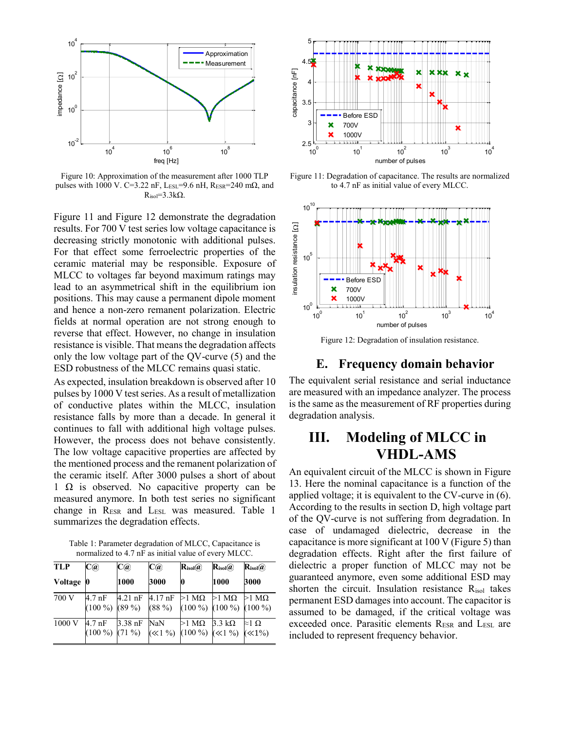Figure 10: Approximation of the measurement after 1000 TLP pulses with 1000 V. C=3.22 nF, $L_{ESL}$=9.6 nH, $R_{ESR}$=240 mΩ, and $R_{isol}$=3.3kΩ.

Figure 11 and Figure 12 demonstrate the degradation results. For 700 V test series low voltage capacitance is decreasing strictly monotonic with additional pulses. For that effect some ferroelectric properties of the ceramic material may be responsible. Exposure of MLCC to voltages far beyond maximum ratings may lead to an asymmetrical shift in the equilibrium ion positions. This may cause a permanent dipole moment and hence a non-zero remanent polarization. Electric fields at normal operation are not strong enough to reverse that effect. However, no change in insulation resistance is visible. That means the degradation affects only the low voltage part of the QV-curve (5) and the ESD robustness of the MLCC remains quasi static.

As expected, insulation breakdown is observed after 10 pulses by 1000 V test series. As a result of metallization of conductive plates within the MLCC, insulation resistance falls by more than a decade. In general it continues to fall with additional high voltage pulses. However, the process does not behave consistently. The low voltage capacitive properties are affected by the mentioned process and the remanent polarization of the ceramic itself. After 3000 pulses a short of about 1 Ω is observed. No capacitive property can be measured anymore. In both test series no significant change in $R_{ESR}$ and $L_{ESL}$ was measured. Table 1 summarizes the degradation effects.

Table 1: Parameter degradation of MLCC, Capacitance is normalized to 4.7 nF as initial value of every MLCC.

| TLP Voltage | C@ 0 | C@ 1000 | C@ 3000 | $R_{isol}$@ 0 | $R_{isol}$@ 1000 | $R_{isol}$@ 3000 |
|---|---|---|---|---|---|---|
| 700 V | 4.7 nF (100 %) | 4.21 nF (89 %) | 4.17 nF (88 %) | >1 MΩ (100 %) | >1 MΩ (100 %) | >1 MΩ (100 %) |
| 1000 V | 4.7 nF (100 %) | 3.38 nF (71 %) | NaN (≪1 %) | >1 MΩ (100 %) | 3.3 kΩ (≪1 %) | ≈1 Ω (≪1%) |

Figure 11: Degradation of capacitance. The results are normalized to 4.7 nF as initial value of every MLCC.

Figure 12: Degradation of insulation resistance.

## E. Frequency domain behavior

The equivalent serial resistance and serial inductance are measured with an impedance analyzer. The process is the same as the measurement of RF properties during degradation analysis.

# III. Modeling of MLCC in VHDL-AMS

An equivalent circuit of the MLCC is shown in Figure 13. Here the nominal capacitance is a function of the applied voltage; it is equivalent to the CV-curve in (6). According to the results in section D, high voltage part of the QV-curve is not suffering from degradation. In case of undamaged dielectric, decrease in the capacitance is more significant at 100 V (Figure 5) than degradation effects. Right after the first failure of dielectric a proper function of MLCC may not be guaranteed anymore, even some additional ESD may shorten the circuit. Insulation resistance $R_{isol}$ takes permanent ESD damages into account. The capacitor is assumed to be damaged, if the critical voltage was exceeded once. Parasitic elements $R_{ESR}$ and $L_{ESL}$ are included to represent frequency behavior.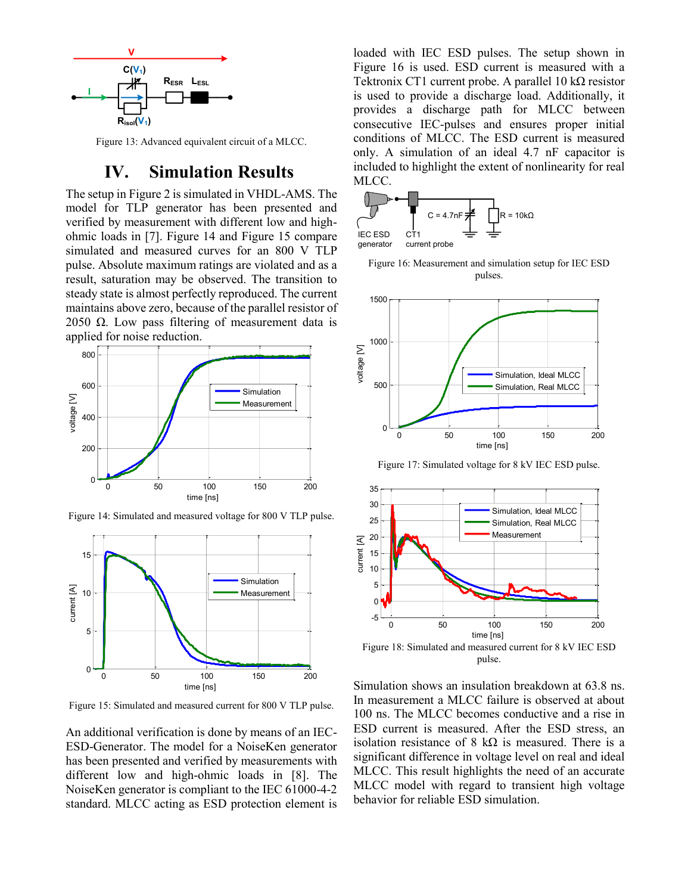Figure 13: Advanced equivalent circuit of a MLCC.

## IV. Simulation Results

The setup in Figure 2 is simulated in VHDL-AMS. The model for TLP generator has been presented and verified by measurement with different low and high-ohmic loads in [7]. Figure 14 and Figure 15 compare simulated and measured curves for an 800 V TLP pulse. Absolute maximum ratings are violated and as a result, saturation may be observed. The transition to steady state is almost perfectly reproduced. The current maintains above zero, because of the parallel resistor of 2050 Ω. Low pass filtering of measurement data is applied for noise reduction.

Figure 14: Simulated and measured voltage for 800 V TLP pulse.

Figure 15: Simulated and measured current for 800 V TLP pulse.

An additional verification is done by means of an IEC-ESD-Generator. The model for a NoiseKen generator has been presented and verified by measurements with different low and high-ohmic loads in [8]. The NoiseKen generator is compliant to the IEC 61000-4-2 standard. MLCC acting as ESD protection element is loaded with IEC ESD pulses. The setup shown in Figure 16 is used. ESD current is measured with a Tektronix CT1 current probe. A parallel 10 kΩ resistor is used to provide a discharge load. Additionally, it provides a discharge path for MLCC between consecutive IEC-pulses and ensures proper initial conditions of MLCC. The ESD current is measured only. A simulation of an ideal 4.7 nF capacitor is included to highlight the extent of nonlinearity for real MLCC.

Figure 16: Measurement and simulation setup for IEC ESD pulses.

Figure 17: Simulated voltage for 8 kV IEC ESD pulse.

Figure 18: Simulated and measured current for 8 kV IEC ESD pulse.

Simulation shows an insulation breakdown at 63.8 ns. In measurement a MLCC failure is observed at about 100 ns. The MLCC becomes conductive and a rise in ESD current is measured. After the ESD stress, an isolation resistance of 8 kΩ is measured. There is a significant difference in voltage level on real and ideal MLCC. This result highlights the need of an accurate MLCC model with regard to transient high voltage behavior for reliable ESD simulation.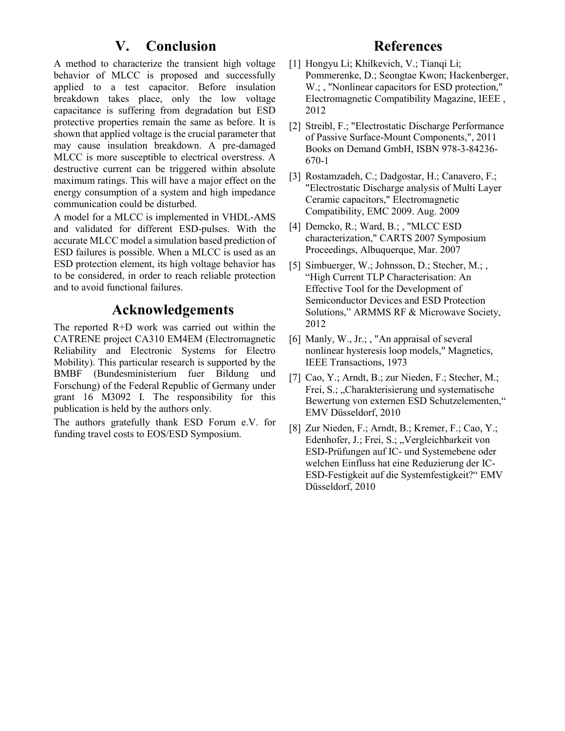## V. Conclusion

A method to characterize the transient high voltage behavior of MLCC is proposed and successfully applied to a test capacitor. Before insulation breakdown takes place, only the low voltage capacitance is suffering from degradation but ESD protective properties remain the same as before. It is shown that applied voltage is the crucial parameter that may cause insulation breakdown. A pre-damaged MLCC is more susceptible to electrical overstress. A destructive current can be triggered within absolute maximum ratings. This will have a major effect on the energy consumption of a system and high impedance communication could be disturbed.

A model for a MLCC is implemented in VHDL-AMS and validated for different ESD-pulses. With the accurate MLCC model a simulation based prediction of ESD failures is possible. When a MLCC is used as an ESD protection element, its high voltage behavior has to be considered, in order to reach reliable protection and to avoid functional failures.

## Acknowledgements

The reported R+D work was carried out within the CATRENE project CA310 EM4EM (Electromagnetic Reliability and Electronic Systems for Electro Mobility). This particular research is supported by the BMBF (Bundesministerium fuer Bildung und Forschung) of the Federal Republic of Germany under grant 16 M3092 I. The responsibility for this publication is held by the authors only.

The authors gratefully thank ESD Forum e.V. for funding travel costs to EOS/ESD Symposium.

## References

[1] Hongyu Li; Khilkevich, V.; Tianqi Li; Pommerenke, D.; Seongtae Kwon; Hackenberger, W.; , "Nonlinear capacitors for ESD protection," Electromagnetic Compatibility Magazine, IEEE , 2012

[2] Streibl, F.; "Electrostatic Discharge Performance of Passive Surface-Mount Components,", 2011 Books on Demand GmbH, ISBN 978-3-84236-670-1

[3] Rostamzadeh, C.; Dadgostar, H.; Canavero, F.; "Electrostatic Discharge analysis of Multi Layer Ceramic capacitors," Electromagnetic Compatibility, EMC 2009. Aug. 2009

[4] Demcko, R.; Ward, B.; , "MLCC ESD characterization," CARTS 2007 Symposium Proceedings, Albuquerque, Mar. 2007

[5] Simbuerger, W.; Johnsson, D.; Stecher, M.; , "High Current TLP Characterisation: An Effective Tool for the Development of Semiconductor Devices and ESD Protection Solutions," ARMMS RF & Microwave Society, 2012

[6] Manly, W., Jr.; , "An appraisal of several nonlinear hysteresis loop models," Magnetics, IEEE Transactions, 1973

[7] Cao, Y.; Arndt, B.; zur Nieden, F.; Stecher, M.; Frei, S.; „Charakterisierung und systematische Bewertung von externen ESD Schutzelementen," EMV Düsseldorf, 2010

[8] Zur Nieden, F.; Arndt, B.; Kremer, F.; Cao, Y.; Edenhofer, J.; Frei, S.; „Vergleichbarkeit von ESD-Prüfungen auf IC- und Systemebene oder welchen Einfluss hat eine Reduzierung der IC-ESD-Festigkeit auf die Systemfestigkeit?" EMV Düsseldorf, 2010